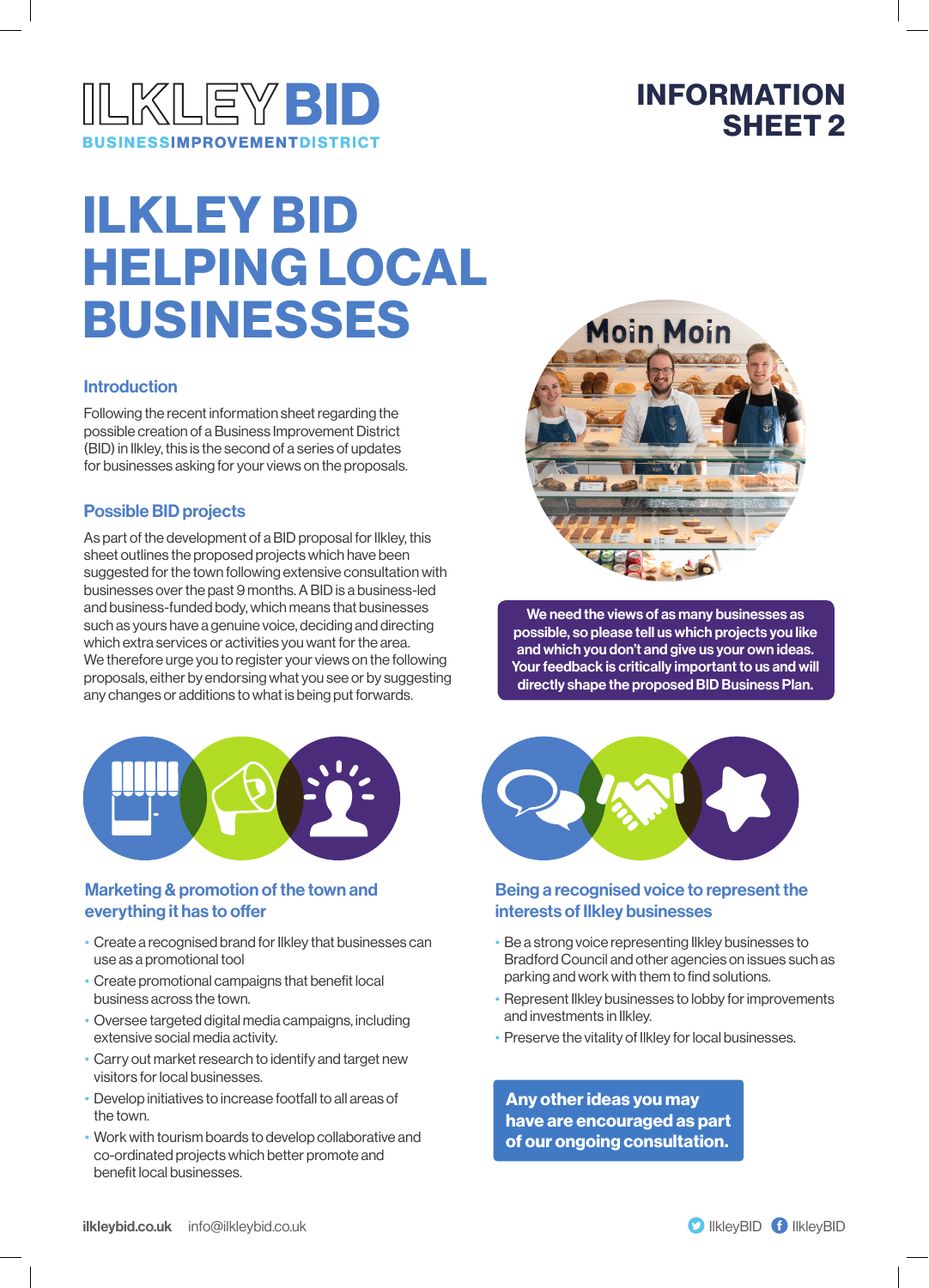ILKLEY BID
BUSINESS IMPROVEMENT DISTRICT

INFORMATION SHEET 2

# ILKLEY BID HELPING LOCAL BUSINESSES

## Introduction

Following the recent information sheet regarding the possible creation of a Business Improvement District (BID) in Ilkley, this is the second of a series of updates for businesses asking for your views on the proposals.

## Possible BID projects

As part of the development of a BID proposal for Ilkley, this sheet outlines the proposed projects which have been suggested for the town following extensive consultation with businesses over the past 9 months. A BID is a business-led and business-funded body, which means that businesses such as yours have a genuine voice, deciding and directing which extra services or activities you want for the area. We therefore urge you to register your views on the following proposals, either by endorsing what you see or by suggesting any changes or additions to what is being put forwards.

**We need the views of as many businesses as possible, so please tell us which projects you like and which you don't and give us your own ideas. Your feedback is critically important to us and will directly shape the proposed BID Business Plan.**

## Marketing & promotion of the town and everything it has to offer

- Create a recognised brand for Ilkley that businesses can use as a promotional tool
- Create promotional campaigns that benefit local business across the town.
- Oversee targeted digital media campaigns, including extensive social media activity.
- Carry out market research to identify and target new visitors for local businesses.
- Develop initiatives to increase footfall to all areas of the town.
- Work with tourism boards to develop collaborative and co-ordinated projects which better promote and benefit local businesses.

## Being a recognised voice to represent the interests of Ilkley businesses

- Be a strong voice representing Ilkley businesses to Bradford Council and other agencies on issues such as parking and work with them to find solutions.
- Represent Ilkley businesses to lobby for improvements and investments in Ilkley.
- Preserve the vitality of Ilkley for local businesses.

**Any other ideas you may have are encouraged as part of our ongoing consultation.**

**ilkleybid.co.uk** info@ilkleybid.co.uk

IlkleyBID IlkleyBID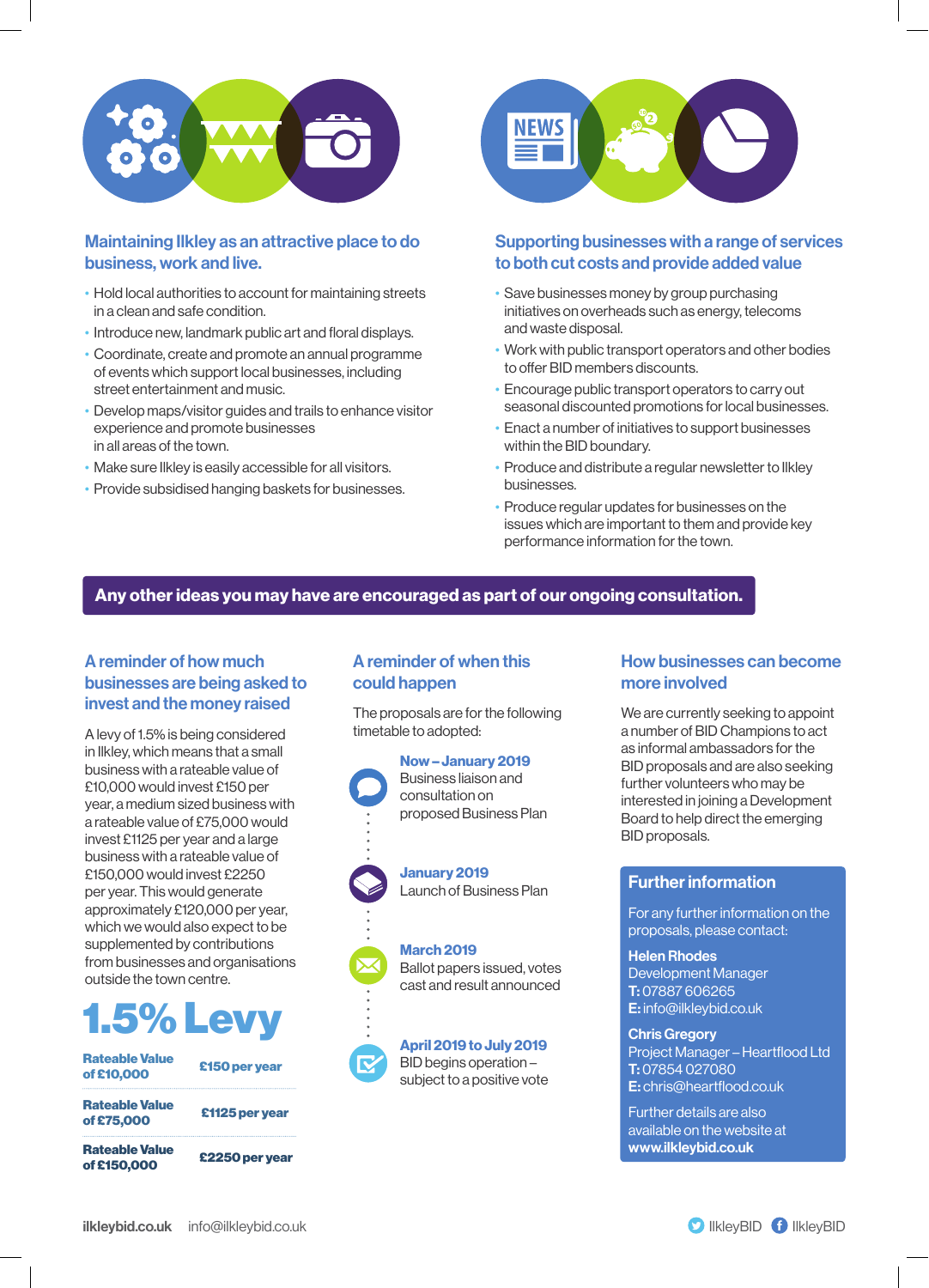## Maintaining Ilkley as an attractive place to do business, work and live.

- Hold local authorities to account for maintaining streets in a clean and safe condition.
- Introduce new, landmark public art and floral displays.
- Coordinate, create and promote an annual programme of events which support local businesses, including street entertainment and music.
- Develop maps/visitor guides and trails to enhance visitor experience and promote businesses in all areas of the town.
- Make sure Ilkley is easily accessible for all visitors.
- Provide subsidised hanging baskets for businesses.

## Supporting businesses with a range of services to both cut costs and provide added value

- Save businesses money by group purchasing initiatives on overheads such as energy, telecoms and waste disposal.
- Work with public transport operators and other bodies to offer BID members discounts.
- Encourage public transport operators to carry out seasonal discounted promotions for local businesses.
- Enact a number of initiatives to support businesses within the BID boundary.
- Produce and distribute a regular newsletter to Ilkley businesses.
- Produce regular updates for businesses on the issues which are important to them and provide key performance information for the town.

**Any other ideas you may have are encouraged as part of our ongoing consultation.**

## A reminder of how much businesses are being asked to invest and the money raised

A levy of 1.5% is being considered in Ilkley, which means that a small business with a rateable value of £10,000 would invest £150 per year, a medium sized business with a rateable value of £75,000 would invest £1125 per year and a large business with a rateable value of £150,000 would invest £2250 per year. This would generate approximately £120,000 per year, which we would also expect to be supplemented by contributions from businesses and organisations outside the town centre.

# 1.5% Levy

| | |
|---|---|
| Rateable Value of £10,000 | £150 per year |
| Rateable Value of £75,000 | £1125 per year |
| Rateable Value of £150,000 | £2250 per year |

## A reminder of when this could happen

The proposals are for the following timetable to adopted:

**Now – January 2019**
Business liaison and consultation on proposed Business Plan

**January 2019**
Launch of Business Plan

**March 2019**
Ballot papers issued, votes cast and result announced

**April 2019 to July 2019**
BID begins operation – subject to a positive vote

## How businesses can become more involved

We are currently seeking to appoint a number of BID Champions to act as informal ambassadors for the BID proposals and are also seeking further volunteers who may be interested in joining a Development Board to help direct the emerging BID proposals.

### Further information

For any further information on the proposals, please contact:

**Helen Rhodes**
Development Manager
**T:** 07887 606265
**E:** info@ilkleybid.co.uk

**Chris Gregory**
Project Manager – Heartflood Ltd
**T:** 07854 027080
**E:** chris@heartflood.co.uk

Further details are also available on the website at **www.ilkleybid.co.uk**

**ilkleybid.co.uk** info@ilkleybid.co.uk

IlkleyBID IlkleyBID